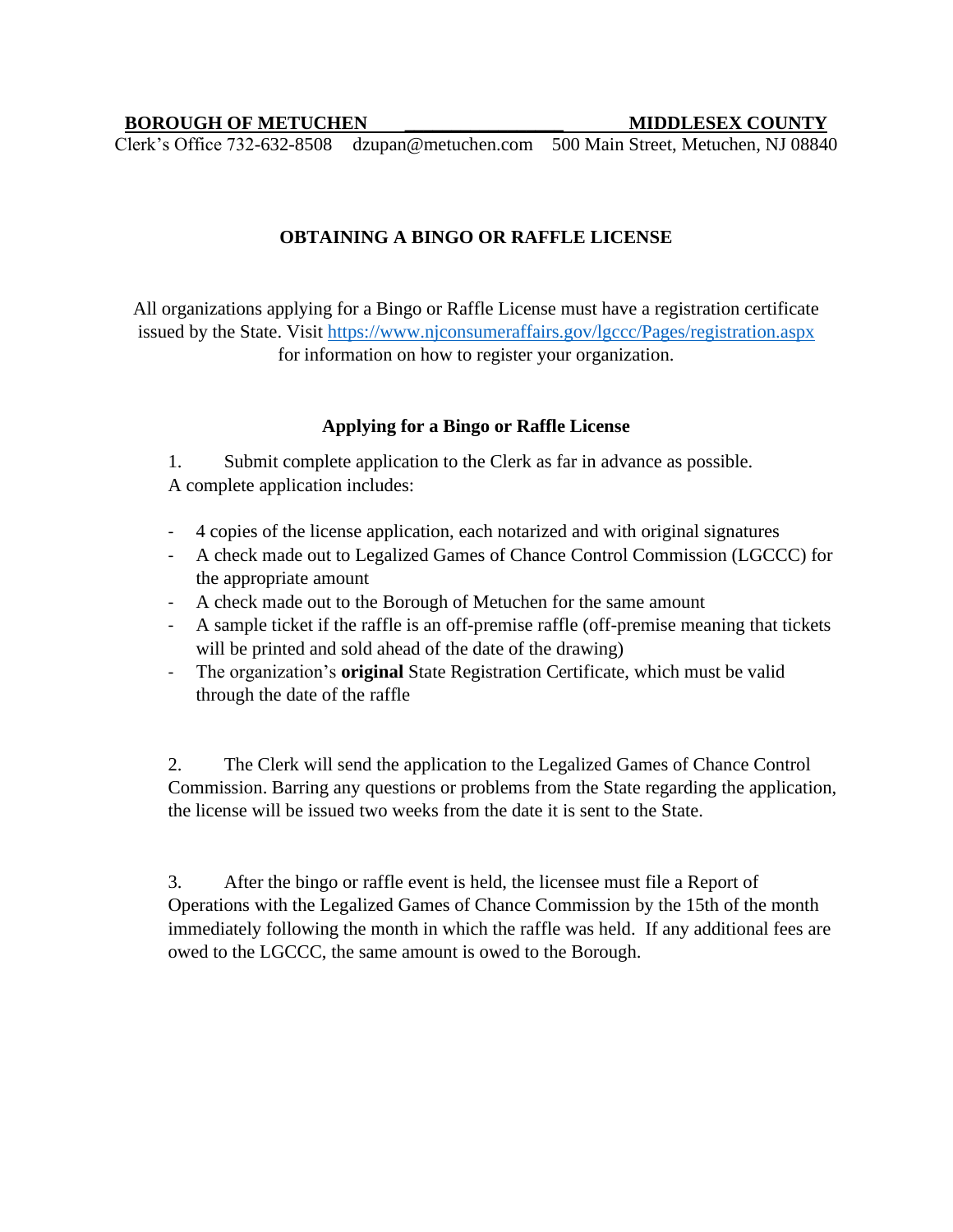**BOROUGH OF METUCHEN** \_\_\_\_\_\_\_\_\_\_\_\_\_\_\_\_\_\_ **MIDDLESEX COUNTY**

Clerk's Office 732-632-8508 dzupan@metuchen.com 500 Main Street, Metuchen, NJ 08840

## OBTAINING A BINGO OR RAFFLE LICENSE

All organizations applying for a Bingo or Raffle License must have a registration certificate issued by the State. Visit https://www.njconsumeraffairs.gov/lgccc/Pages/registration.aspx for information on how to register your organization.

### Applying for a Bingo or Raffle License

1. Submit complete application to the Clerk as far in advance as possible.

A complete application includes:

- 4 copies of the license application, each notarized and with original signatures
- A check made out to Legalized Games of Chance Control Commission (LGCCC) for the appropriate amount
- A check made out to the Borough of Metuchen for the same amount
- A sample ticket if the raffle is an off-premise raffle (off-premise meaning that tickets will be printed and sold ahead of the date of the drawing)
- The organization's **original** State Registration Certificate, which must be valid through the date of the raffle

2. The Clerk will send the application to the Legalized Games of Chance Control Commission. Barring any questions or problems from the State regarding the application, the license will be issued two weeks from the date it is sent to the State.

3. After the bingo or raffle event is held, the licensee must file a Report of Operations with the Legalized Games of Chance Commission by the 15th of the month immediately following the month in which the raffle was held. If any additional fees are owed to the LGCCC, the same amount is owed to the Borough.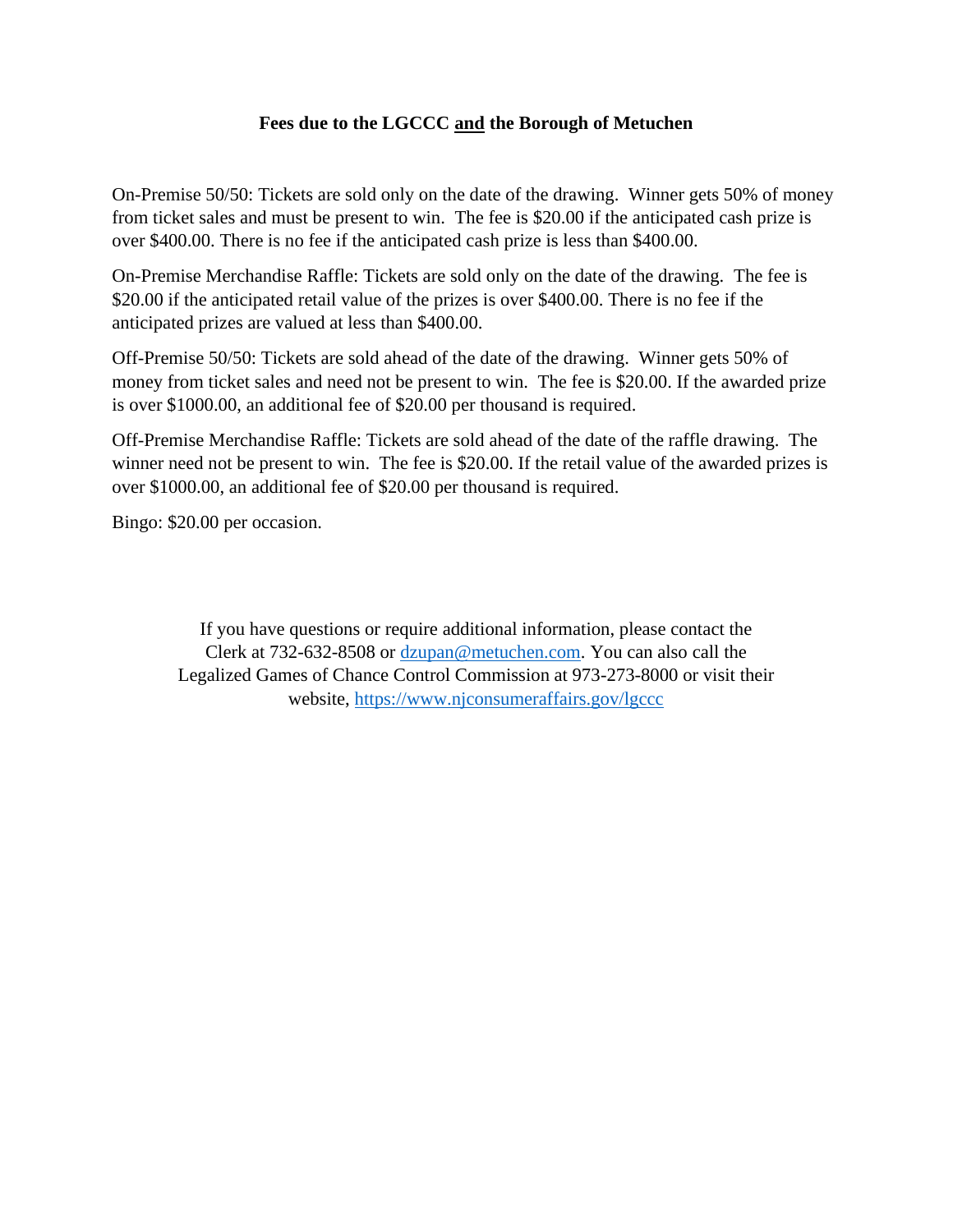**Fees due to the LGCCC and the Borough of Metuchen**

On-Premise 50/50: Tickets are sold only on the date of the drawing. Winner gets 50% of money from ticket sales and must be present to win. The fee is $20.00 if the anticipated cash prize is over $400.00. There is no fee if the anticipated cash prize is less than $400.00.

On-Premise Merchandise Raffle: Tickets are sold only on the date of the drawing. The fee is $20.00 if the anticipated retail value of the prizes is over $400.00. There is no fee if the anticipated prizes are valued at less than $400.00.

Off-Premise 50/50: Tickets are sold ahead of the date of the drawing. Winner gets 50% of money from ticket sales and need not be present to win. The fee is $20.00. If the awarded prize is over $1000.00, an additional fee of $20.00 per thousand is required.

Off-Premise Merchandise Raffle: Tickets are sold ahead of the date of the raffle drawing. The winner need not be present to win. The fee is $20.00. If the retail value of the awarded prizes is over $1000.00, an additional fee of $20.00 per thousand is required.

Bingo: $20.00 per occasion.

If you have questions or require additional information, please contact the Clerk at 732-632-8508 or dzupan@metuchen.com. You can also call the Legalized Games of Chance Control Commission at 973-273-8000 or visit their website, https://www.njconsumeraffairs.gov/lgccc